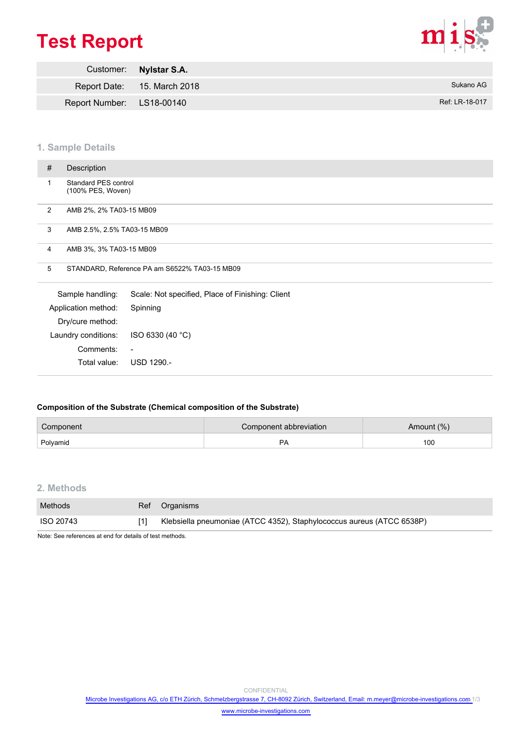# Test Report

| | | |
|---|---|---|
| Customer: | **Nylstar S.A.** | |
| Report Date: | 15. March 2018 | Sukano AG |
| Report Number: | LS18-00140 | Ref: LR-18-017 |

## 1. Sample Details

| # | Description |
|---|---|
| 1 | Standard PES control (100% PES, Woven) |
| 2 | AMB 2%, 2% TA03-15 MB09 |
| 3 | AMB 2.5%, 2.5% TA03-15 MB09 |
| 4 | AMB 3%, 3% TA03-15 MB09 |
| 5 | STANDARD, Reference PA am S6522% TA03-15 MB09 |

| | |
|---|---|
| Sample handling: | Scale: Not specified, Place of Finishing: Client |
| Application method: | Spinning |
| Dry/cure method: | |
| Laundry conditions: | ISO 6330 (40 °C) |
| Comments: | - |
| Total value: | USD 1290.- |

**Composition of the Substrate (Chemical composition of the Substrate)**

| Component | Component abbreviation | Amount (%) |
|---|---|---|
| Polyamid | PA | 100 |

## 2. Methods

| Methods | Ref | Organisms |
|---|---|---|
| ISO 20743 | [1] | Klebsiella pneumoniae (ATCC 4352), Staphylococcus aureus (ATCC 6538P) |

Note: See references at end for details of test methods.

CONFIDENTIAL

Microbe Investigations AG, c/o ETH Zürich, Schmelzbergstrasse 7, CH-8092 Zürich, Switzerland, Email: m.meyer@microbe-investigations.com

www.microbe-investigations.com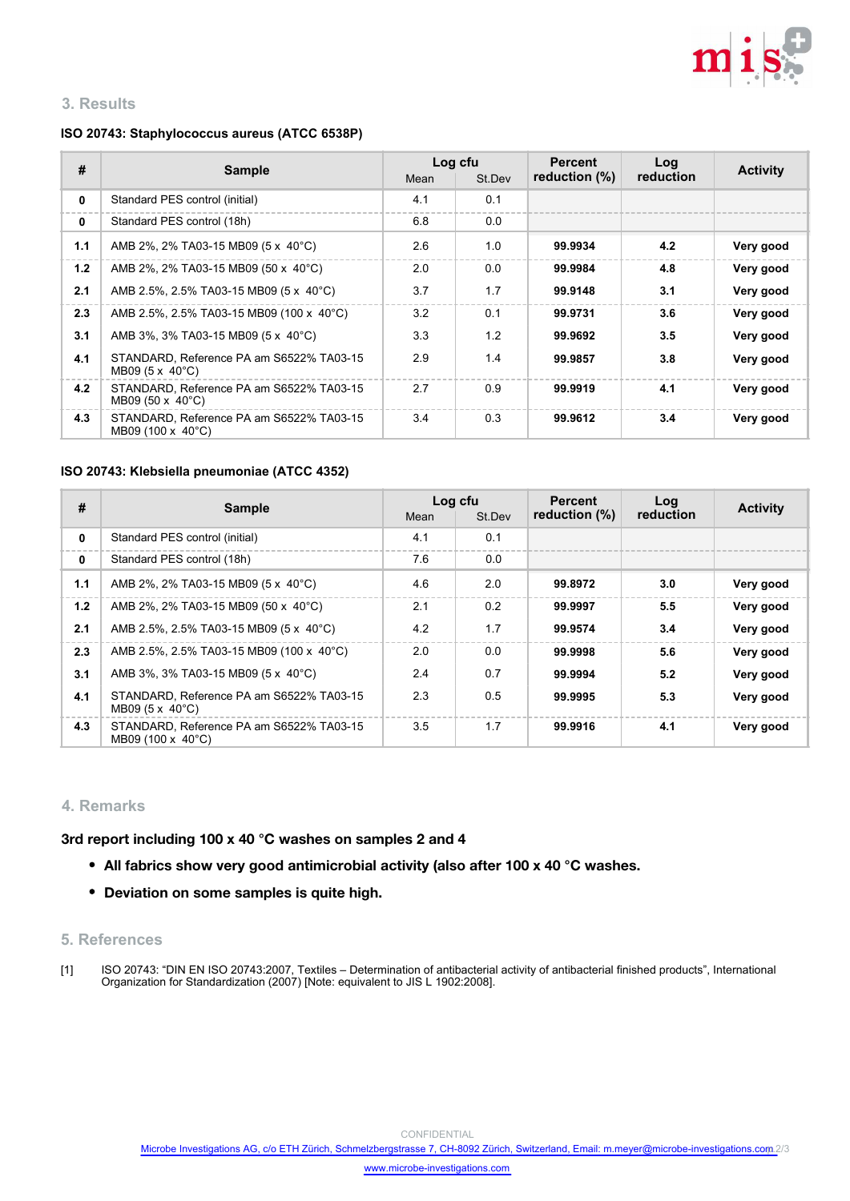## 3. Results

**ISO 20743: Staphylococcus aureus (ATCC 6538P)**

| # | Sample | Log cfu | | Percent reduction (%) | Log reduction | Activity |
|---|---|---|---|---|---|---|
| | | Mean | St.Dev | | | |
| **0** | Standard PES control (initial) | 4.1 | 0.1 | | | |
| **0** | Standard PES control (18h) | 6.8 | 0.0 | | | |
| **1.1** | AMB 2%, 2% TA03-15 MB09 (5 x 40°C) | 2.6 | 1.0 | **99.9934** | **4.2** | **Very good** |
| **1.2** | AMB 2%, 2% TA03-15 MB09 (50 x 40°C) | 2.0 | 0.0 | **99.9984** | **4.8** | **Very good** |
| **2.1** | AMB 2.5%, 2.5% TA03-15 MB09 (5 x 40°C) | 3.7 | 1.7 | **99.9148** | **3.1** | **Very good** |
| **2.3** | AMB 2.5%, 2.5% TA03-15 MB09 (100 x 40°C) | 3.2 | 0.1 | **99.9731** | **3.6** | **Very good** |
| **3.1** | AMB 3%, 3% TA03-15 MB09 (5 x 40°C) | 3.3 | 1.2 | **99.9692** | **3.5** | **Very good** |
| **4.1** | STANDARD, Reference PA am S6522% TA03-15 MB09 (5 x 40°C) | 2.9 | 1.4 | **99.9857** | **3.8** | **Very good** |
| **4.2** | STANDARD, Reference PA am S6522% TA03-15 MB09 (50 x 40°C) | 2.7 | 0.9 | **99.9919** | **4.1** | **Very good** |
| **4.3** | STANDARD, Reference PA am S6522% TA03-15 MB09 (100 x 40°C) | 3.4 | 0.3 | **99.9612** | **3.4** | **Very good** |

**ISO 20743: Klebsiella pneumoniae (ATCC 4352)**

| # | Sample | Log cfu | | Percent reduction (%) | Log reduction | Activity |
|---|---|---|---|---|---|---|
| | | Mean | St.Dev | | | |
| **0** | Standard PES control (initial) | 4.1 | 0.1 | | | |
| **0** | Standard PES control (18h) | 7.6 | 0.0 | | | |
| **1.1** | AMB 2%, 2% TA03-15 MB09 (5 x 40°C) | 4.6 | 2.0 | **99.8972** | **3.0** | **Very good** |
| **1.2** | AMB 2%, 2% TA03-15 MB09 (50 x 40°C) | 2.1 | 0.2 | **99.9997** | **5.5** | **Very good** |
| **2.1** | AMB 2.5%, 2.5% TA03-15 MB09 (5 x 40°C) | 4.2 | 1.7 | **99.9574** | **3.4** | **Very good** |
| **2.3** | AMB 2.5%, 2.5% TA03-15 MB09 (100 x 40°C) | 2.0 | 0.0 | **99.9998** | **5.6** | **Very good** |
| **3.1** | AMB 3%, 3% TA03-15 MB09 (5 x 40°C) | 2.4 | 0.7 | **99.9994** | **5.2** | **Very good** |
| **4.1** | STANDARD, Reference PA am S6522% TA03-15 MB09 (5 x 40°C) | 2.3 | 0.5 | **99.9995** | **5.3** | **Very good** |
| **4.3** | STANDARD, Reference PA am S6522% TA03-15 MB09 (100 x 40°C) | 3.5 | 1.7 | **99.9916** | **4.1** | **Very good** |

## 4. Remarks

**3rd report including 100 x 40 °C washes on samples 2 and 4**

- **All fabrics show very good antimicrobial activity (also after 100 x 40 °C washes.**
- **Deviation on some samples is quite high.**

## 5. References

[1] ISO 20743: "DIN EN ISO 20743:2007, Textiles – Determination of antibacterial activity of antibacterial finished products", International Organization for Standardization (2007) [Note: equivalent to JIS L 1902:2008].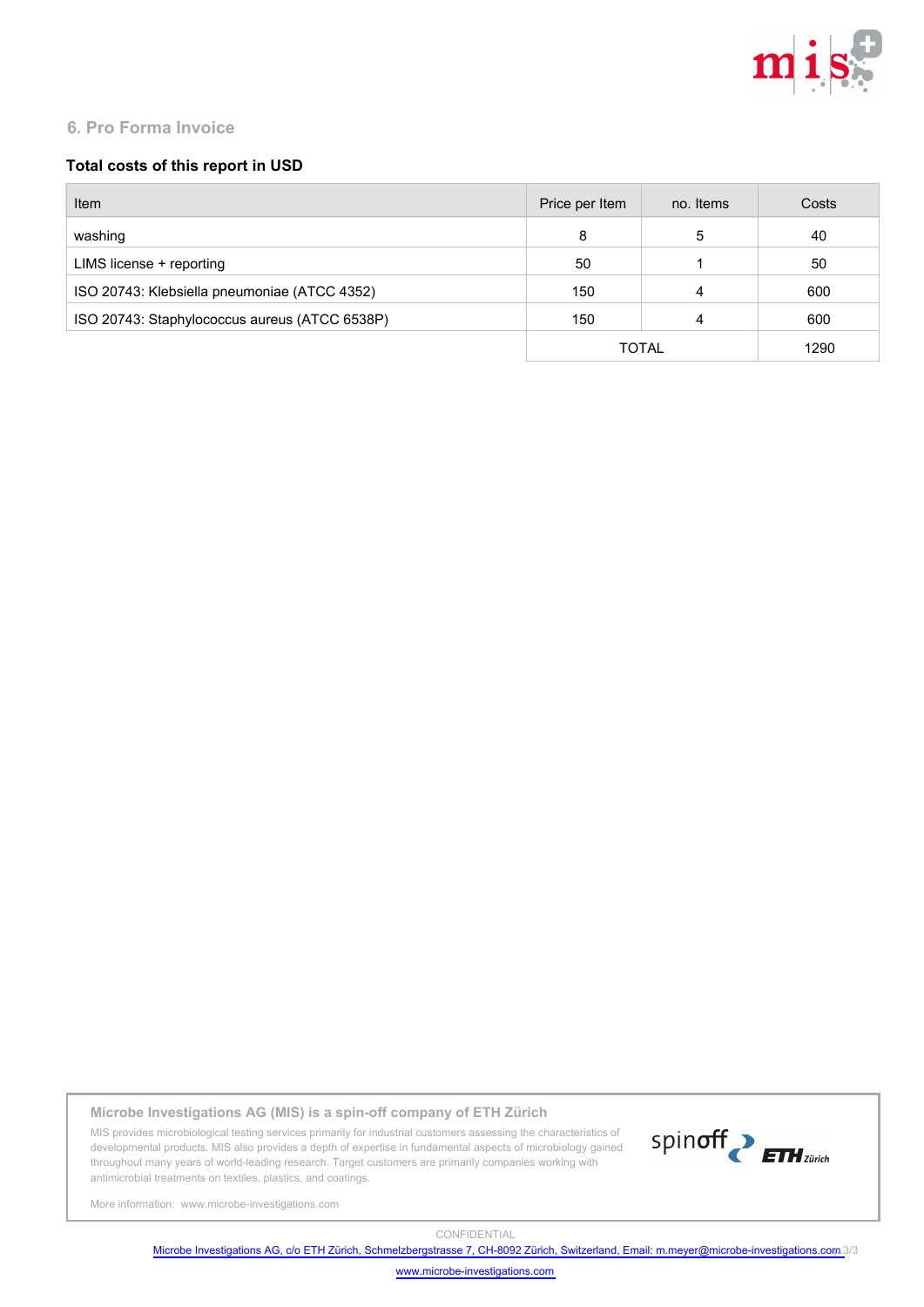## 6. Pro Forma Invoice

**Total costs of this report in USD**

| Item | Price per Item | no. Items | Costs |
|---|---|---|---|
| washing | 8 | 5 | 40 |
| LIMS license + reporting | 50 | 1 | 50 |
| ISO 20743: Klebsiella pneumoniae (ATCC 4352) | 150 | 4 | 600 |
| ISO 20743: Staphylococcus aureus (ATCC 6538P) | 150 | 4 | 600 |
| | TOTAL | | 1290 |

**Microbe Investigations AG (MIS) is a spin-off company of ETH Zürich**

MIS provides microbiological testing services primarily for industrial customers assessing the characteristics of developmental products. MIS also provides a depth of expertise in fundamental aspects of microbiology gained throughout many years of world-leading research. Target customers are primarily companies working with antimicrobial treatments on textiles, plastics, and coatings.

More information: www.microbe-investigations.com

spinoff ETH Zürich

CONFIDENTIAL

Microbe Investigations AG, c/o ETH Zürich, Schmelzbergstrasse 7, CH-8092 Zürich, Switzerland, Email: m.meyer@microbe-investigations.com

www.microbe-investigations.com